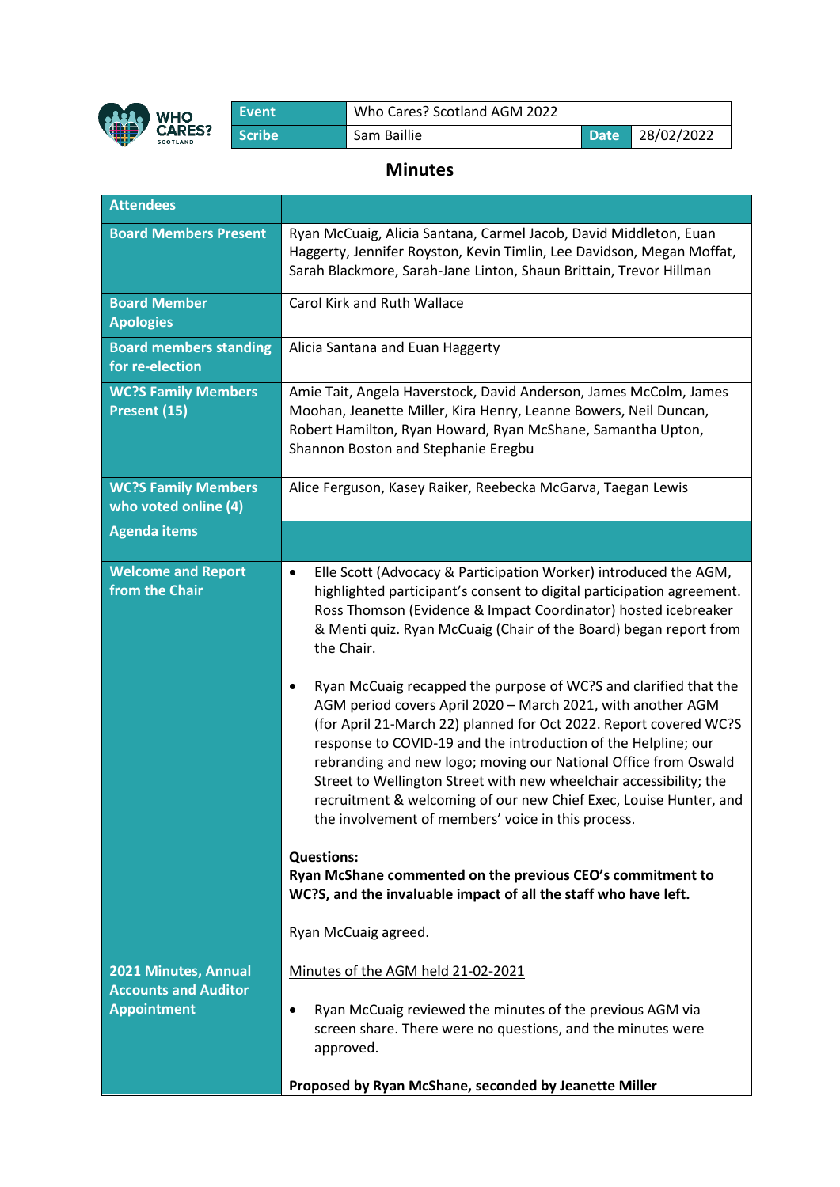| Event | Who Cares? Scotland AGM 2022 | | |
|---|---|---|---|
| Scribe | Sam Baillie | Date | 28/02/2022 |

# Minutes

| Attendees | |
|---|---|
| Board Members Present | Ryan McCuaig, Alicia Santana, Carmel Jacob, David Middleton, Euan Haggerty, Jennifer Royston, Kevin Timlin, Lee Davidson, Megan Moffat, Sarah Blackmore, Sarah-Jane Linton, Shaun Brittain, Trevor Hillman |
| Board Member Apologies | Carol Kirk and Ruth Wallace |
| Board members standing for re-election | Alicia Santana and Euan Haggerty |
| WC?S Family Members Present (15) | Amie Tait, Angela Haverstock, David Anderson, James McColm, James Moohan, Jeanette Miller, Kira Henry, Leanne Bowers, Neil Duncan, Robert Hamilton, Ryan Howard, Ryan McShane, Samantha Upton, Shannon Boston and Stephanie Eregbu |
| WC?S Family Members who voted online (4) | Alice Ferguson, Kasey Raiker, Reebecka McGarva, Taegan Lewis |
| **Agenda items** | |
| Welcome and Report from the Chair | • Elle Scott (Advocacy & Participation Worker) introduced the AGM, highlighted participant's consent to digital participation agreement. Ross Thomson (Evidence & Impact Coordinator) hosted icebreaker & Menti quiz. Ryan McCuaig (Chair of the Board) began report from the Chair.<br><br>• Ryan McCuaig recapped the purpose of WC?S and clarified that the AGM period covers April 2020 – March 2021, with another AGM (for April 21-March 22) planned for Oct 2022. Report covered WC?S response to COVID-19 and the introduction of the Helpline; our rebranding and new logo; moving our National Office from Oswald Street to Wellington Street with new wheelchair accessibility; the recruitment & welcoming of our new Chief Exec, Louise Hunter, and the involvement of members' voice in this process.<br><br>**Questions:**<br>**Ryan McShane commented on the previous CEO's commitment to WC?S, and the invaluable impact of all the staff who have left.**<br><br>Ryan McCuaig agreed. |
| 2021 Minutes, Annual Accounts and Auditor Appointment | Minutes of the AGM held 21-02-2021<br><br>• Ryan McCuaig reviewed the minutes of the previous AGM via screen share. There were no questions, and the minutes were approved.<br><br>**Proposed by Ryan McShane, seconded by Jeanette Miller** |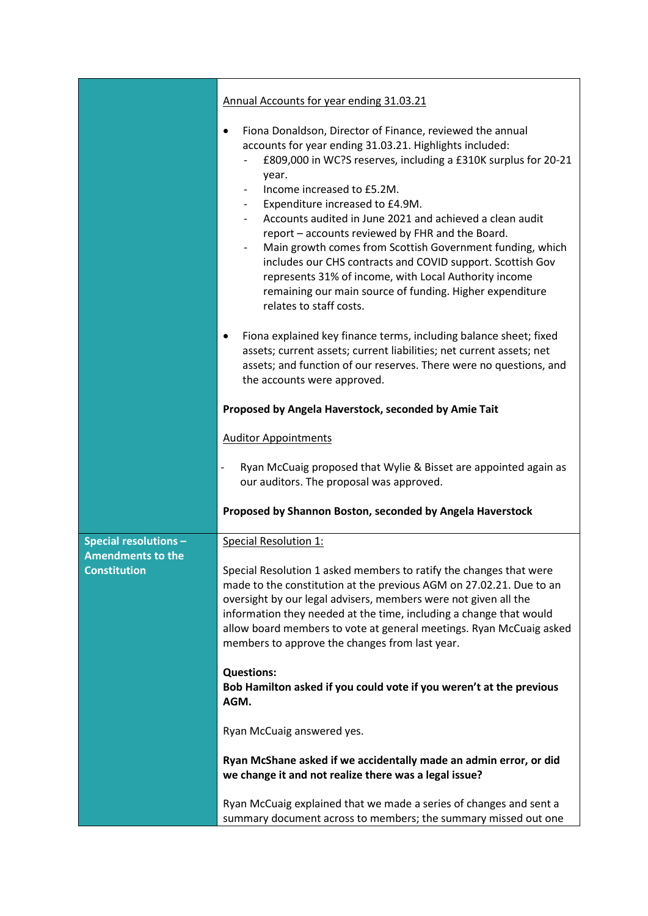| | |
|---|---|
| | Annual Accounts for year ending 31.03.21<br><br>• Fiona Donaldson, Director of Finance, reviewed the annual accounts for year ending 31.03.21. Highlights included:<br>  - £809,000 in WC?S reserves, including a £310K surplus for 20-21 year.<br>  - Income increased to £5.2M.<br>  - Expenditure increased to £4.9M.<br>  - Accounts audited in June 2021 and achieved a clean audit report – accounts reviewed by FHR and the Board.<br>  - Main growth comes from Scottish Government funding, which includes our CHS contracts and COVID support. Scottish Gov represents 31% of income, with Local Authority income remaining our main source of funding. Higher expenditure relates to staff costs.<br><br>• Fiona explained key finance terms, including balance sheet; fixed assets; current assets; current liabilities; net current assets; net assets; and function of our reserves. There were no questions, and the accounts were approved.<br><br>**Proposed by Angela Haverstock, seconded by Amie Tait**<br><br>Auditor Appointments<br><br>- Ryan McCuaig proposed that Wylie & Bisset are appointed again as our auditors. The proposal was approved.<br><br>**Proposed by Shannon Boston, seconded by Angela Haverstock** |
| **Special resolutions – Amendments to the Constitution** | Special Resolution 1:<br><br>Special Resolution 1 asked members to ratify the changes that were made to the constitution at the previous AGM on 27.02.21. Due to an oversight by our legal advisers, members were not given all the information they needed at the time, including a change that would allow board members to vote at general meetings. Ryan McCuaig asked members to approve the changes from last year.<br><br>**Questions:**<br>**Bob Hamilton asked if you could vote if you weren't at the previous AGM.**<br><br>Ryan McCuaig answered yes.<br><br>**Ryan McShane asked if we accidentally made an admin error, or did we change it and not realize there was a legal issue?**<br><br>Ryan McCuaig explained that we made a series of changes and sent a summary document across to members; the summary missed out one |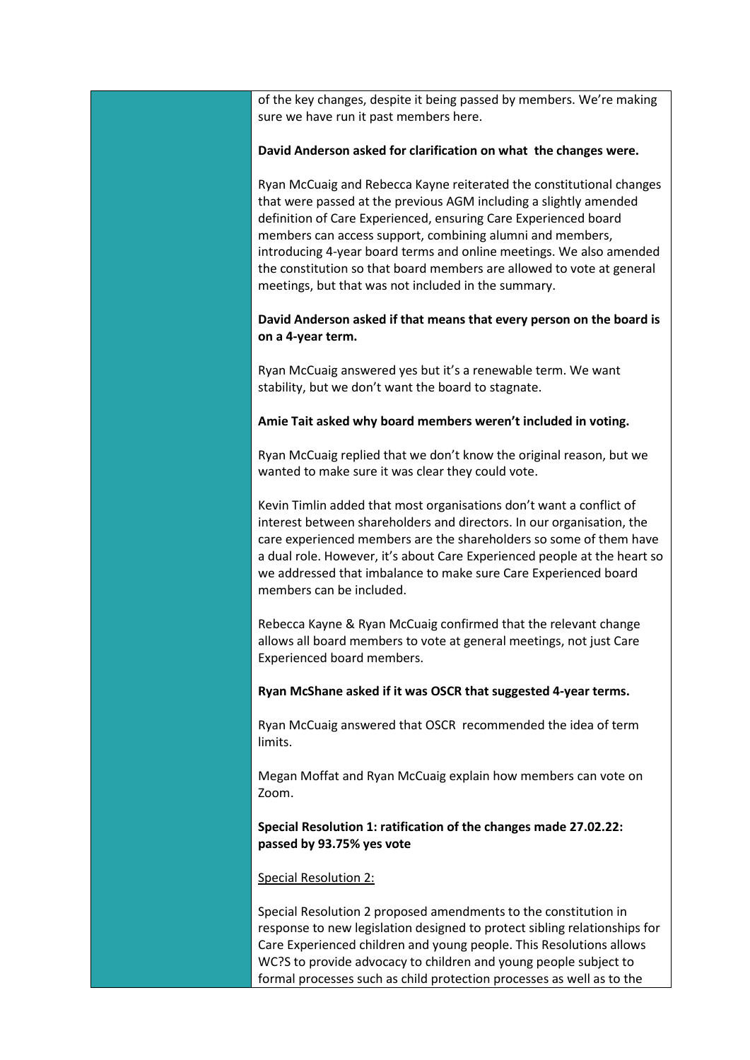of the key changes, despite it being passed by members. We're making sure we have run it past members here.

**David Anderson asked for clarification on what the changes were.**

Ryan McCuaig and Rebecca Kayne reiterated the constitutional changes that were passed at the previous AGM including a slightly amended definition of Care Experienced, ensuring Care Experienced board members can access support, combining alumni and members, introducing 4-year board terms and online meetings. We also amended the constitution so that board members are allowed to vote at general meetings, but that was not included in the summary.

**David Anderson asked if that means that every person on the board is on a 4-year term.**

Ryan McCuaig answered yes but it's a renewable term. We want stability, but we don't want the board to stagnate.

**Amie Tait asked why board members weren't included in voting.**

Ryan McCuaig replied that we don't know the original reason, but we wanted to make sure it was clear they could vote.

Kevin Timlin added that most organisations don't want a conflict of interest between shareholders and directors. In our organisation, the care experienced members are the shareholders so some of them have a dual role. However, it's about Care Experienced people at the heart so we addressed that imbalance to make sure Care Experienced board members can be included.

Rebecca Kayne & Ryan McCuaig confirmed that the relevant change allows all board members to vote at general meetings, not just Care Experienced board members.

**Ryan McShane asked if it was OSCR that suggested 4-year terms.**

Ryan McCuaig answered that OSCR recommended the idea of term limits.

Megan Moffat and Ryan McCuaig explain how members can vote on Zoom.

**Special Resolution 1: ratification of the changes made 27.02.22: passed by 93.75% yes vote**

Special Resolution 2:

Special Resolution 2 proposed amendments to the constitution in response to new legislation designed to protect sibling relationships for Care Experienced children and young people. This Resolutions allows WC?S to provide advocacy to children and young people subject to formal processes such as child protection processes as well as to the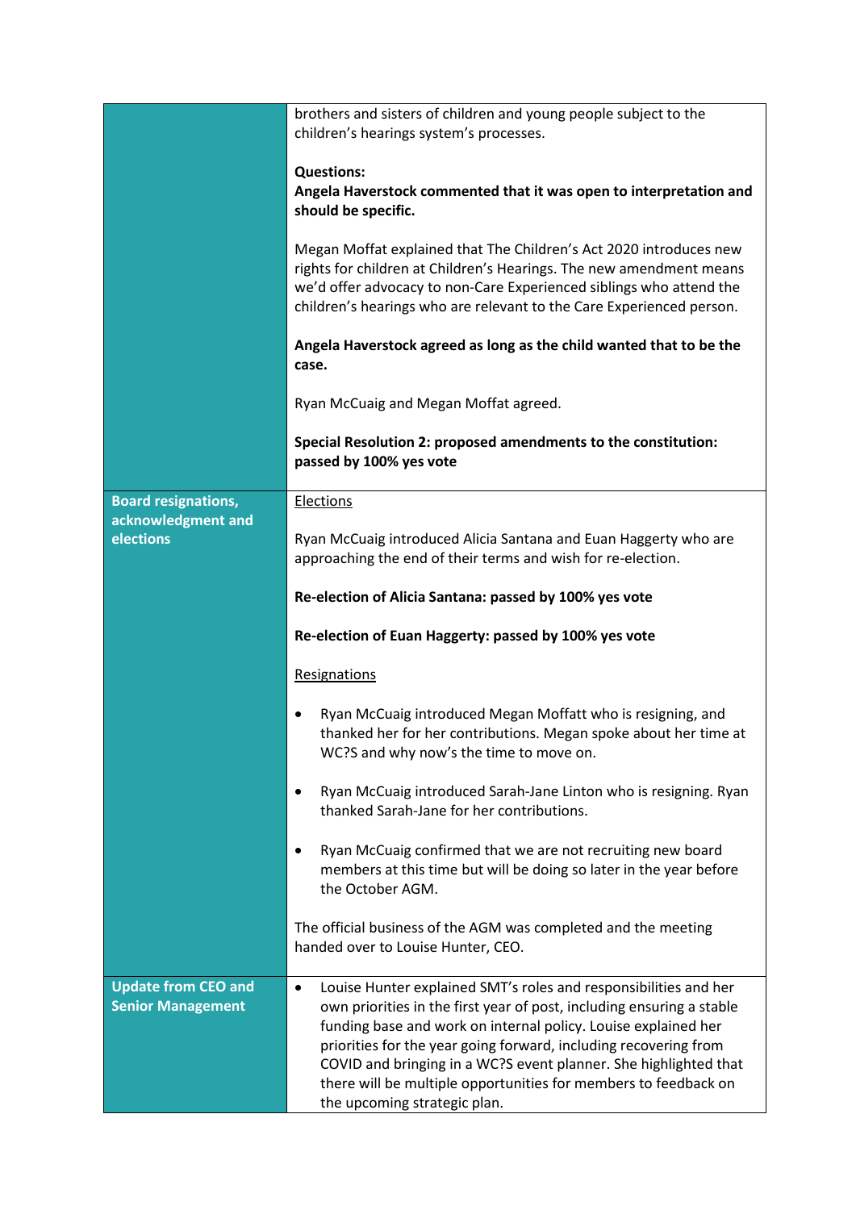| | |
|---|---|
| | brothers and sisters of children and young people subject to the children's hearings system's processes.<br><br>**Questions:**<br>**Angela Haverstock commented that it was open to interpretation and should be specific.**<br><br>Megan Moffat explained that The Children's Act 2020 introduces new rights for children at Children's Hearings. The new amendment means we'd offer advocacy to non-Care Experienced siblings who attend the children's hearings who are relevant to the Care Experienced person.<br><br>**Angela Haverstock agreed as long as the child wanted that to be the case.**<br><br>Ryan McCuaig and Megan Moffat agreed.<br><br>**Special Resolution 2: proposed amendments to the constitution: passed by 100% yes vote** |
| **Board resignations, acknowledgment and elections** | <u>Elections</u><br><br>Ryan McCuaig introduced Alicia Santana and Euan Haggerty who are approaching the end of their terms and wish for re-election.<br><br>**Re-election of Alicia Santana: passed by 100% yes vote**<br><br>**Re-election of Euan Haggerty: passed by 100% yes vote**<br><br><u>Resignations</u><br><br>• Ryan McCuaig introduced Megan Moffatt who is resigning, and thanked her for her contributions. Megan spoke about her time at WC?S and why now's the time to move on.<br><br>• Ryan McCuaig introduced Sarah-Jane Linton who is resigning. Ryan thanked Sarah-Jane for her contributions.<br><br>• Ryan McCuaig confirmed that we are not recruiting new board members at this time but will be doing so later in the year before the October AGM.<br><br>The official business of the AGM was completed and the meeting handed over to Louise Hunter, CEO. |
| **Update from CEO and Senior Management** | • Louise Hunter explained SMT's roles and responsibilities and her own priorities in the first year of post, including ensuring a stable funding base and work on internal policy. Louise explained her priorities for the year going forward, including recovering from COVID and bringing in a WC?S event planner. She highlighted that there will be multiple opportunities for members to feedback on the upcoming strategic plan. |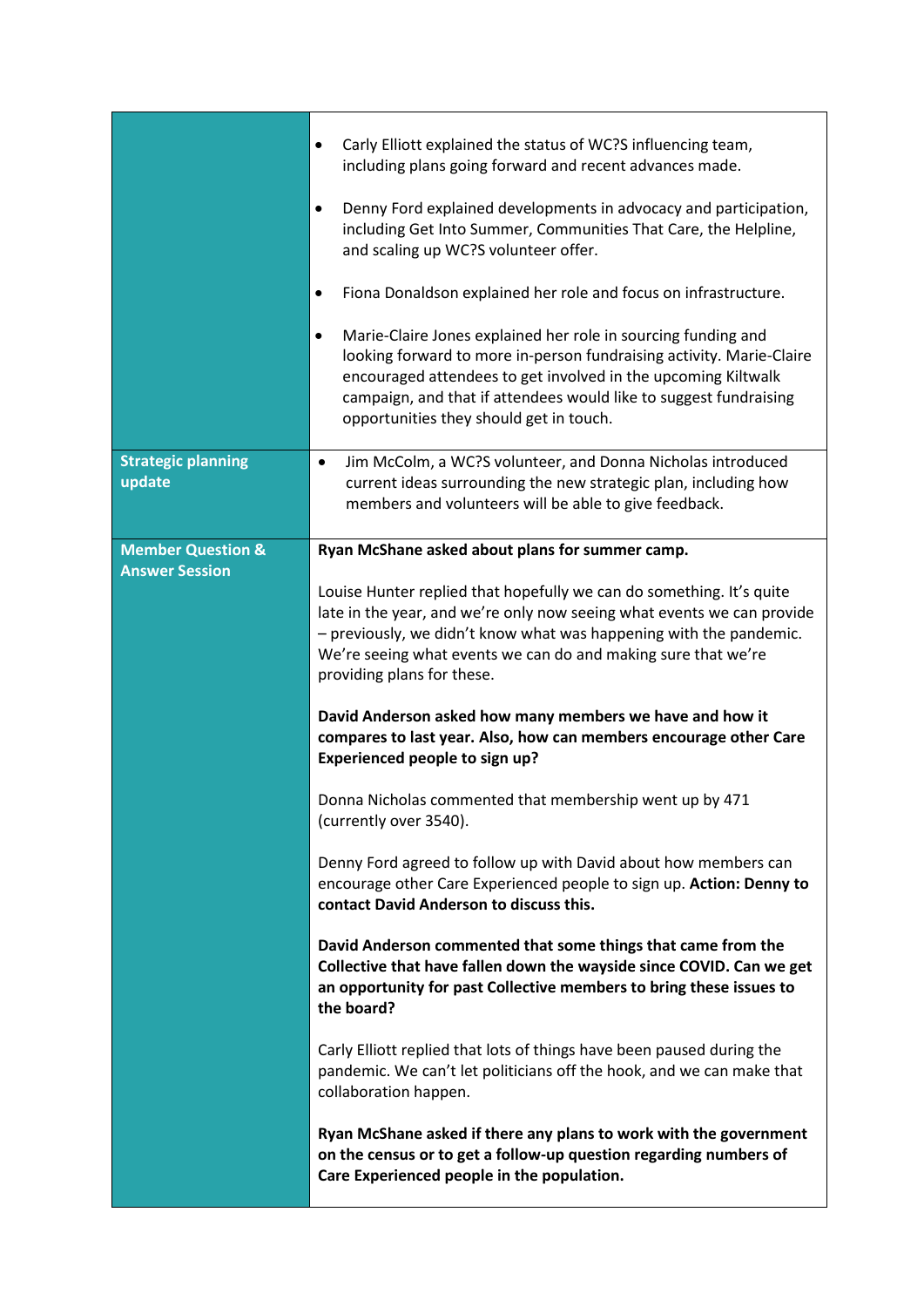| | |
|---|---|
| | • Carly Elliott explained the status of WC?S influencing team, including plans going forward and recent advances made.<br><br>• Denny Ford explained developments in advocacy and participation, including Get Into Summer, Communities That Care, the Helpline, and scaling up WC?S volunteer offer.<br><br>• Fiona Donaldson explained her role and focus on infrastructure.<br><br>• Marie-Claire Jones explained her role in sourcing funding and looking forward to more in-person fundraising activity. Marie-Claire encouraged attendees to get involved in the upcoming Kiltwalk campaign, and that if attendees would like to suggest fundraising opportunities they should get in touch. |
| **Strategic planning update** | • Jim McColm, a WC?S volunteer, and Donna Nicholas introduced current ideas surrounding the new strategic plan, including how members and volunteers will be able to give feedback. |
| **Member Question & Answer Session** | **Ryan McShane asked about plans for summer camp.**<br><br>Louise Hunter replied that hopefully we can do something. It's quite late in the year, and we're only now seeing what events we can provide – previously, we didn't know what was happening with the pandemic. We're seeing what events we can do and making sure that we're providing plans for these.<br><br>**David Anderson asked how many members we have and how it compares to last year. Also, how can members encourage other Care Experienced people to sign up?**<br><br>Donna Nicholas commented that membership went up by 471 (currently over 3540).<br><br>Denny Ford agreed to follow up with David about how members can encourage other Care Experienced people to sign up. **Action: Denny to contact David Anderson to discuss this.**<br><br>**David Anderson commented that some things that came from the Collective that have fallen down the wayside since COVID. Can we get an opportunity for past Collective members to bring these issues to the board?**<br><br>Carly Elliott replied that lots of things have been paused during the pandemic. We can't let politicians off the hook, and we can make that collaboration happen.<br><br>**Ryan McShane asked if there any plans to work with the government on the census or to get a follow-up question regarding numbers of Care Experienced people in the population.** |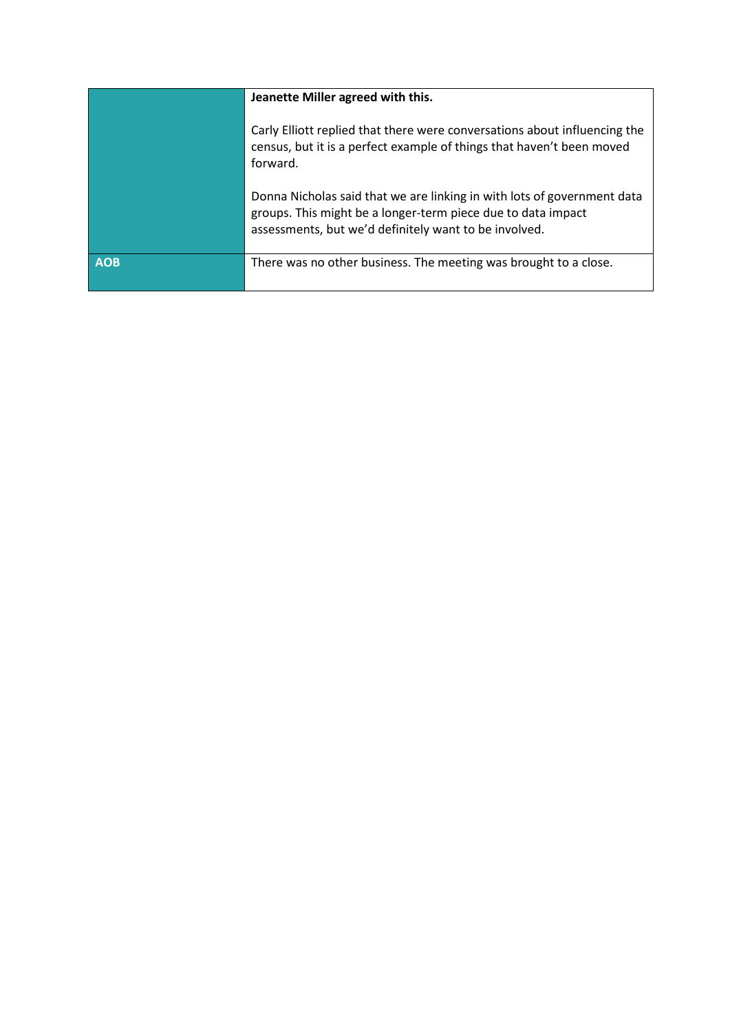| | |
|---|---|
| | **Jeanette Miller agreed with this.**<br><br>Carly Elliott replied that there were conversations about influencing the census, but it is a perfect example of things that haven't been moved forward.<br><br>Donna Nicholas said that we are linking in with lots of government data groups. This might be a longer-term piece due to data impact assessments, but we'd definitely want to be involved. |
| **AOB** | There was no other business. The meeting was brought to a close. |